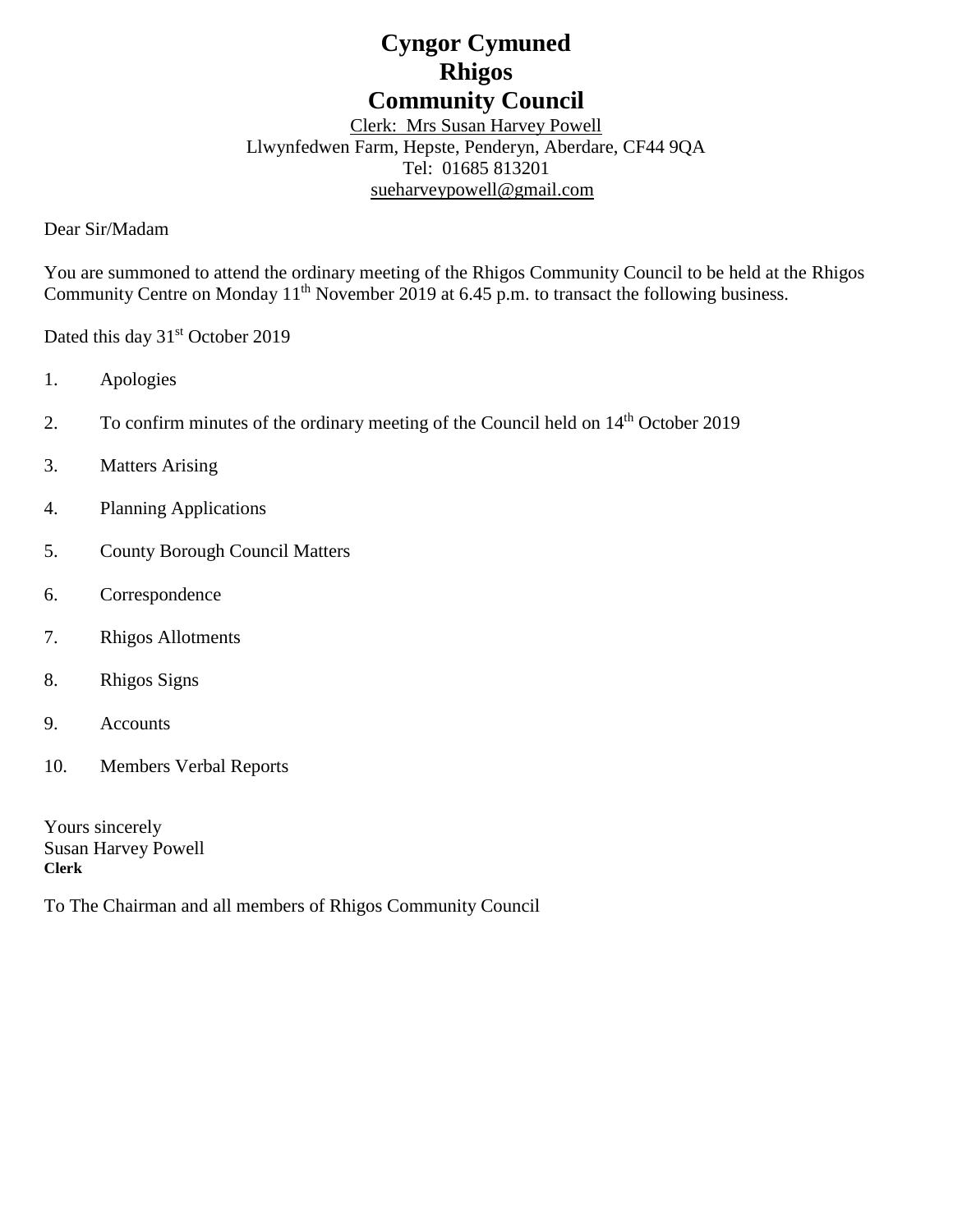# Cyngor Cymuned
# Rhigos
# Community Council

Clerk: Mrs Susan Harvey Powell
Llwynfedwen Farm, Hepste, Penderyn, Aberdare, CF44 9QA
Tel: 01685 813201
sueharveypowell@gmail.com

Dear Sir/Madam

You are summoned to attend the ordinary meeting of the Rhigos Community Council to be held at the Rhigos Community Centre on Monday 11th November 2019 at 6.45 p.m. to transact the following business.

Dated this day 31st October 2019

1. Apologies
2. To confirm minutes of the ordinary meeting of the Council held on 14th October 2019
3. Matters Arising
4. Planning Applications
5. County Borough Council Matters
6. Correspondence
7. Rhigos Allotments
8. Rhigos Signs
9. Accounts
10. Members Verbal Reports

Yours sincerely
Susan Harvey Powell
**Clerk**

To The Chairman and all members of Rhigos Community Council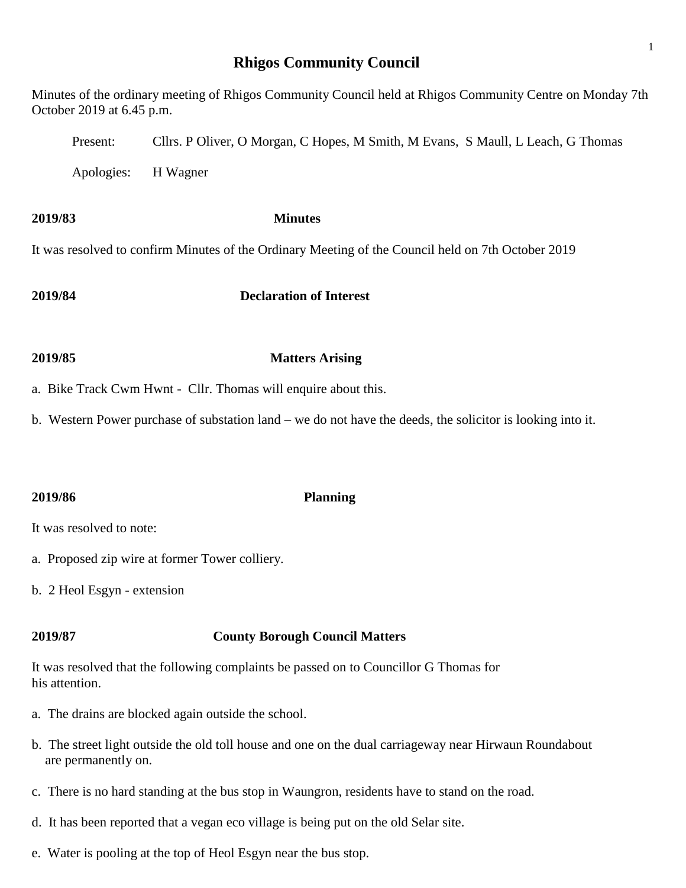# Rhigos Community Council

Minutes of the ordinary meeting of Rhigos Community Council held at Rhigos Community Centre on Monday 7th October 2019 at 6.45 p.m.

Present: Cllrs. P Oliver, O Morgan, C Hopes, M Smith, M Evans, S Maull, L Leach, G Thomas

Apologies: H Wagner

**2019/83 Minutes**

It was resolved to confirm Minutes of the Ordinary Meeting of the Council held on 7th October 2019

**2019/84 Declaration of Interest**

**2019/85 Matters Arising**

a. Bike Track Cwm Hwnt - Cllr. Thomas will enquire about this.

b. Western Power purchase of substation land – we do not have the deeds, the solicitor is looking into it.

**2019/86 Planning**

It was resolved to note:

a. Proposed zip wire at former Tower colliery.

b. 2 Heol Esgyn - extension

**2019/87 County Borough Council Matters**

It was resolved that the following complaints be passed on to Councillor G Thomas for his attention.

a. The drains are blocked again outside the school.

b. The street light outside the old toll house and one on the dual carriageway near Hirwaun Roundabout are permanently on.

c. There is no hard standing at the bus stop in Waungron, residents have to stand on the road.

d. It has been reported that a vegan eco village is being put on the old Selar site.

e. Water is pooling at the top of Heol Esgyn near the bus stop.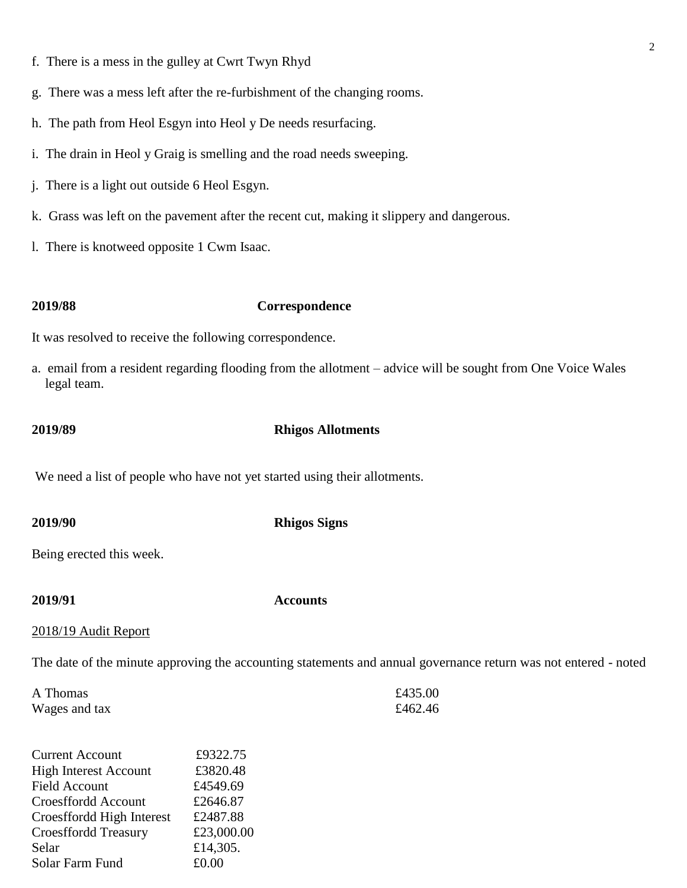f. There is a mess in the gulley at Cwrt Twyn Rhyd

g. There was a mess left after the re-furbishment of the changing rooms.

h. The path from Heol Esgyn into Heol y De needs resurfacing.

i. The drain in Heol y Graig is smelling and the road needs sweeping.

j. There is a light out outside 6 Heol Esgyn.

k. Grass was left on the pavement after the recent cut, making it slippery and dangerous.

l. There is knotweed opposite 1 Cwm Isaac.

**2019/88 Correspondence**

It was resolved to receive the following correspondence.

a. email from a resident regarding flooding from the allotment – advice will be sought from One Voice Wales legal team.

**2019/89 Rhigos Allotments**

We need a list of people who have not yet started using their allotments.

**2019/90 Rhigos Signs**

Being erected this week.

**2019/91 Accounts**

2018/19 Audit Report

The date of the minute approving the accounting statements and annual governance return was not entered - noted

| | |
|---|---|
| A Thomas | £435.00 |
| Wages and tax | £462.46 |

| | |
|---|---|
| Current Account | £9322.75 |
| High Interest Account | £3820.48 |
| Field Account | £4549.69 |
| Croesffordd Account | £2646.87 |
| Croesffordd High Interest | £2487.88 |
| Croesffordd Treasury | £23,000.00 |
| Selar | £14,305. |
| Solar Farm Fund | £0.00 |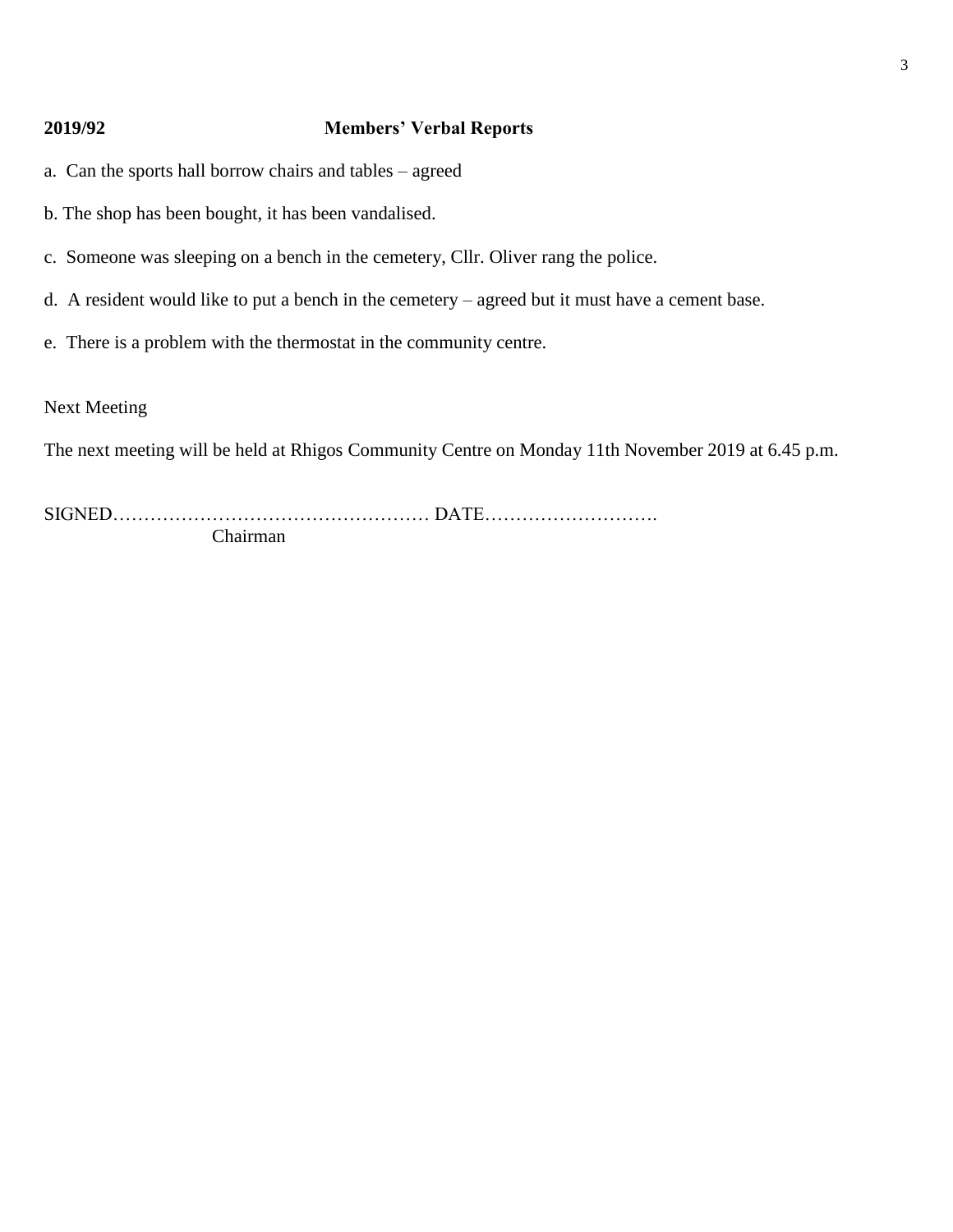**2019/92 Members' Verbal Reports**

a. Can the sports hall borrow chairs and tables – agreed

b. The shop has been bought, it has been vandalised.

c. Someone was sleeping on a bench in the cemetery, Cllr. Oliver rang the police.

d. A resident would like to put a bench in the cemetery – agreed but it must have a cement base.

e. There is a problem with the thermostat in the community centre.

Next Meeting

The next meeting will be held at Rhigos Community Centre on Monday 11th November 2019 at 6.45 p.m.

SIGNED…………………………………………… DATE……………………….
Chairman